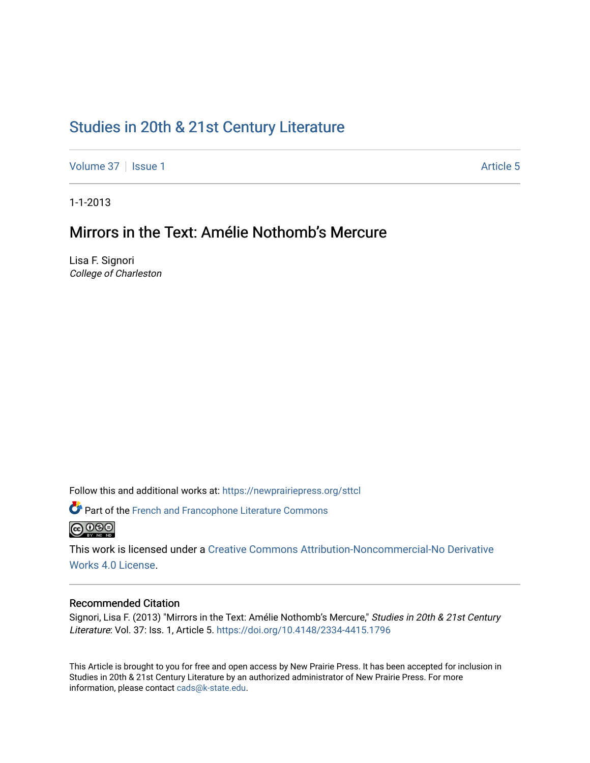# Studies in 20th & 21st Century Literature

Volume 37 | Issue 1 | Article 5

1-1-2013

## Mirrors in the Text: Amélie Nothomb's Mercure

Lisa F. Signori
*College of Charleston*

Follow this and additional works at: https://newprairiepress.org/sttcl

Part of the French and Francophone Literature Commons

This work is licensed under a Creative Commons Attribution-Noncommercial-No Derivative Works 4.0 License.

### Recommended Citation

Signori, Lisa F. (2013) "Mirrors in the Text: Amélie Nothomb's Mercure," *Studies in 20th & 21st Century Literature*: Vol. 37: Iss. 1, Article 5. https://doi.org/10.4148/2334-4415.1796

This Article is brought to you for free and open access by New Prairie Press. It has been accepted for inclusion in Studies in 20th & 21st Century Literature by an authorized administrator of New Prairie Press. For more information, please contact cads@k-state.edu.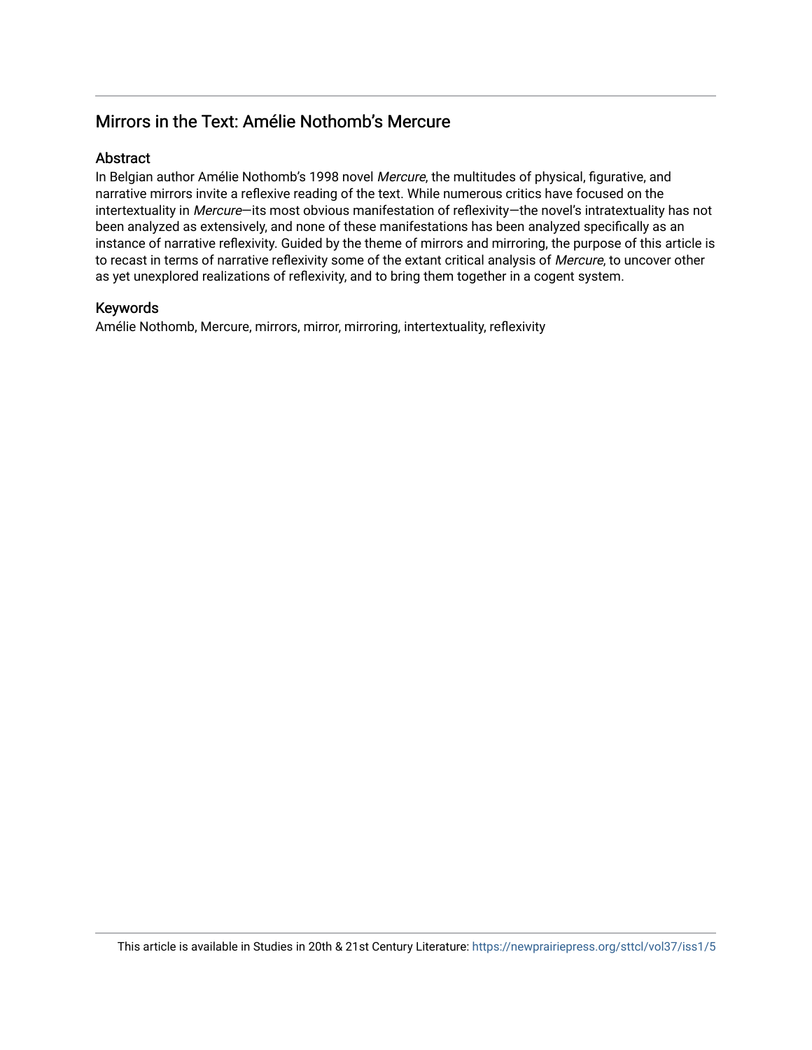## Mirrors in the Text: Amélie Nothomb's Mercure

### Abstract

In Belgian author Amélie Nothomb's 1998 novel *Mercure*, the multitudes of physical, figurative, and narrative mirrors invite a reflexive reading of the text. While numerous critics have focused on the intertextuality in *Mercure*—its most obvious manifestation of reflexivity—the novel's intratextuality has not been analyzed as extensively, and none of these manifestations has been analyzed specifically as an instance of narrative reflexivity. Guided by the theme of mirrors and mirroring, the purpose of this article is to recast in terms of narrative reflexivity some of the extant critical analysis of *Mercure*, to uncover other as yet unexplored realizations of reflexivity, and to bring them together in a cogent system.

### Keywords

Amélie Nothomb, Mercure, mirrors, mirror, mirroring, intertextuality, reflexivity

This article is available in Studies in 20th & 21st Century Literature: https://newprairiepress.org/sttcl/vol37/iss1/5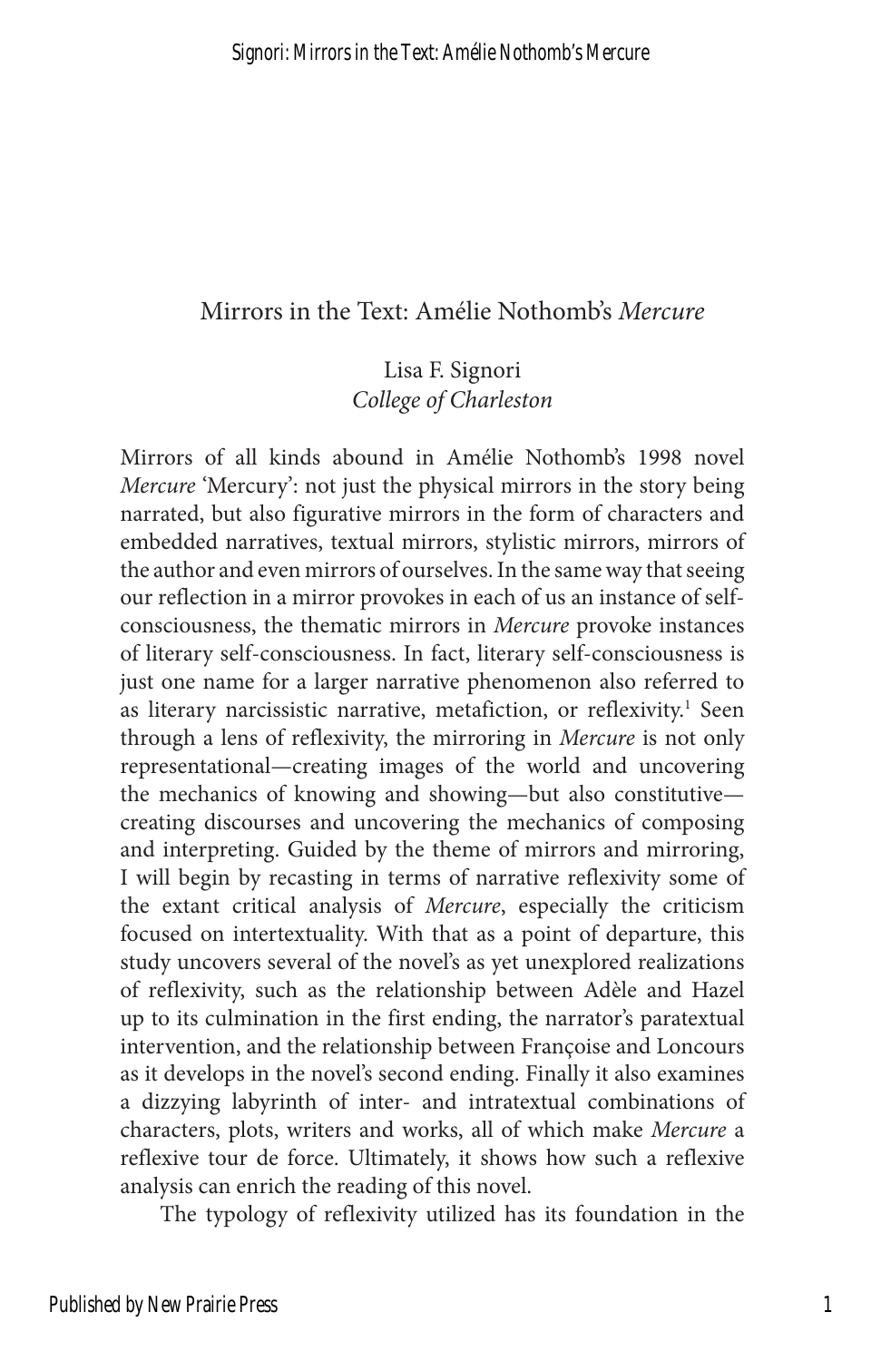# Mirrors in the Text: Amélie Nothomb's *Mercure*

Lisa F. Signori
*College of Charleston*

Mirrors of all kinds abound in Amélie Nothomb's 1998 novel *Mercure* 'Mercury': not just the physical mirrors in the story being narrated, but also figurative mirrors in the form of characters and embedded narratives, textual mirrors, stylistic mirrors, mirrors of the author and even mirrors of ourselves. In the same way that seeing our reflection in a mirror provokes in each of us an instance of self-consciousness, the thematic mirrors in *Mercure* provoke instances of literary self-consciousness. In fact, literary self-consciousness is just one name for a larger narrative phenomenon also referred to as literary narcissistic narrative, metafiction, or reflexivity.[1] Seen through a lens of reflexivity, the mirroring in *Mercure* is not only representational—creating images of the world and uncovering the mechanics of knowing and showing—but also constitutive—creating discourses and uncovering the mechanics of composing and interpreting. Guided by the theme of mirrors and mirroring, I will begin by recasting in terms of narrative reflexivity some of the extant critical analysis of *Mercure*, especially the criticism focused on intertextuality. With that as a point of departure, this study uncovers several of the novel's as yet unexplored realizations of reflexivity, such as the relationship between Adèle and Hazel up to its culmination in the first ending, the narrator's paratextual intervention, and the relationship between Françoise and Loncours as it develops in the novel's second ending. Finally it also examines a dizzying labyrinth of inter- and intratextual combinations of characters, plots, writers and works, all of which make *Mercure* a reflexive tour de force. Ultimately, it shows how such a reflexive analysis can enrich the reading of this novel.

The typology of reflexivity utilized has its foundation in the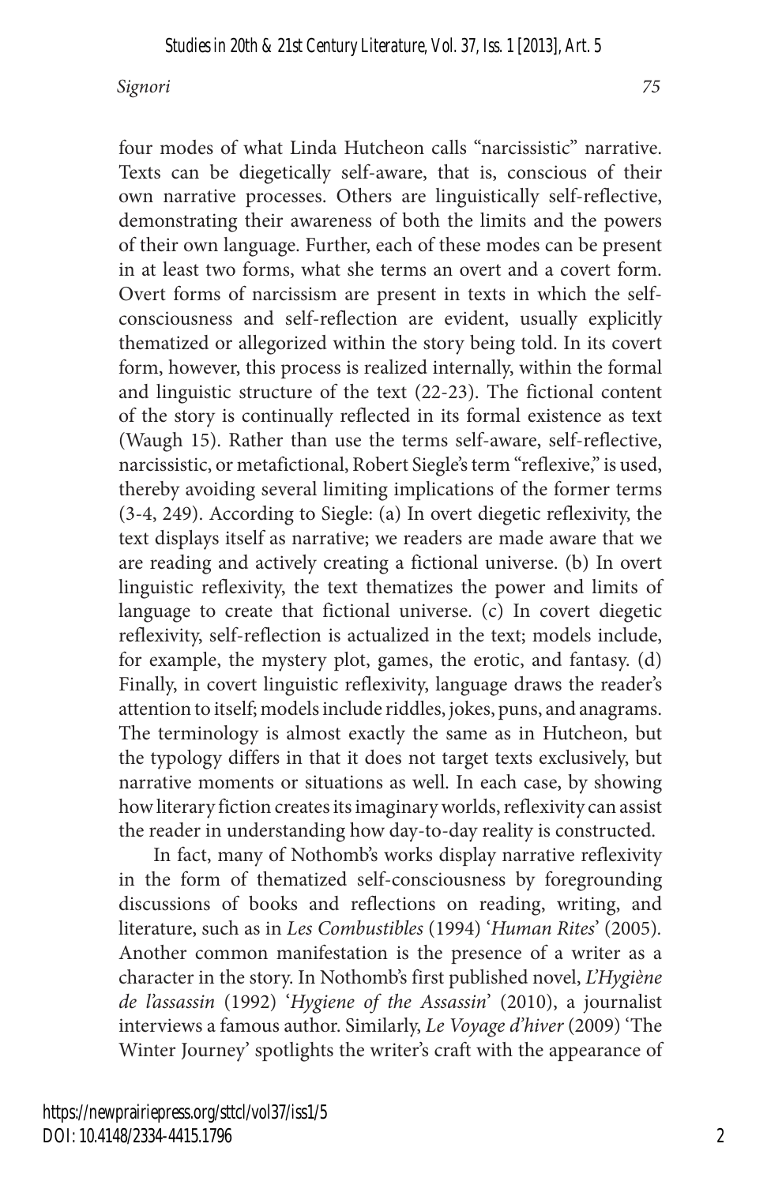four modes of what Linda Hutcheon calls "narcissistic" narrative. Texts can be diegetically self-aware, that is, conscious of their own narrative processes. Others are linguistically self-reflective, demonstrating their awareness of both the limits and the powers of their own language. Further, each of these modes can be present in at least two forms, what she terms an overt and a covert form. Overt forms of narcissism are present in texts in which the self-consciousness and self-reflection are evident, usually explicitly thematized or allegorized within the story being told. In its covert form, however, this process is realized internally, within the formal and linguistic structure of the text (22-23). The fictional content of the story is continually reflected in its formal existence as text (Waugh 15). Rather than use the terms self-aware, self-reflective, narcissistic, or metafictional, Robert Siegle's term "reflexive," is used, thereby avoiding several limiting implications of the former terms (3-4, 249). According to Siegle: (a) In overt diegetic reflexivity, the text displays itself as narrative; we readers are made aware that we are reading and actively creating a fictional universe. (b) In overt linguistic reflexivity, the text thematizes the power and limits of language to create that fictional universe. (c) In covert diegetic reflexivity, self-reflection is actualized in the text; models include, for example, the mystery plot, games, the erotic, and fantasy. (d) Finally, in covert linguistic reflexivity, language draws the reader's attention to itself; models include riddles, jokes, puns, and anagrams. The terminology is almost exactly the same as in Hutcheon, but the typology differs in that it does not target texts exclusively, but narrative moments or situations as well. In each case, by showing how literary fiction creates its imaginary worlds, reflexivity can assist the reader in understanding how day-to-day reality is constructed.

In fact, many of Nothomb's works display narrative reflexivity in the form of thematized self-consciousness by foregrounding discussions of books and reflections on reading, writing, and literature, such as in *Les Combustibles* (1994) '*Human Rites*' (2005). Another common manifestation is the presence of a writer as a character in the story. In Nothomb's first published novel, *L'Hygiène de l'assassin* (1992) '*Hygiene of the Assassin*' (2010), a journalist interviews a famous author. Similarly, *Le Voyage d'hiver* (2009) 'The Winter Journey' spotlights the writer's craft with the appearance of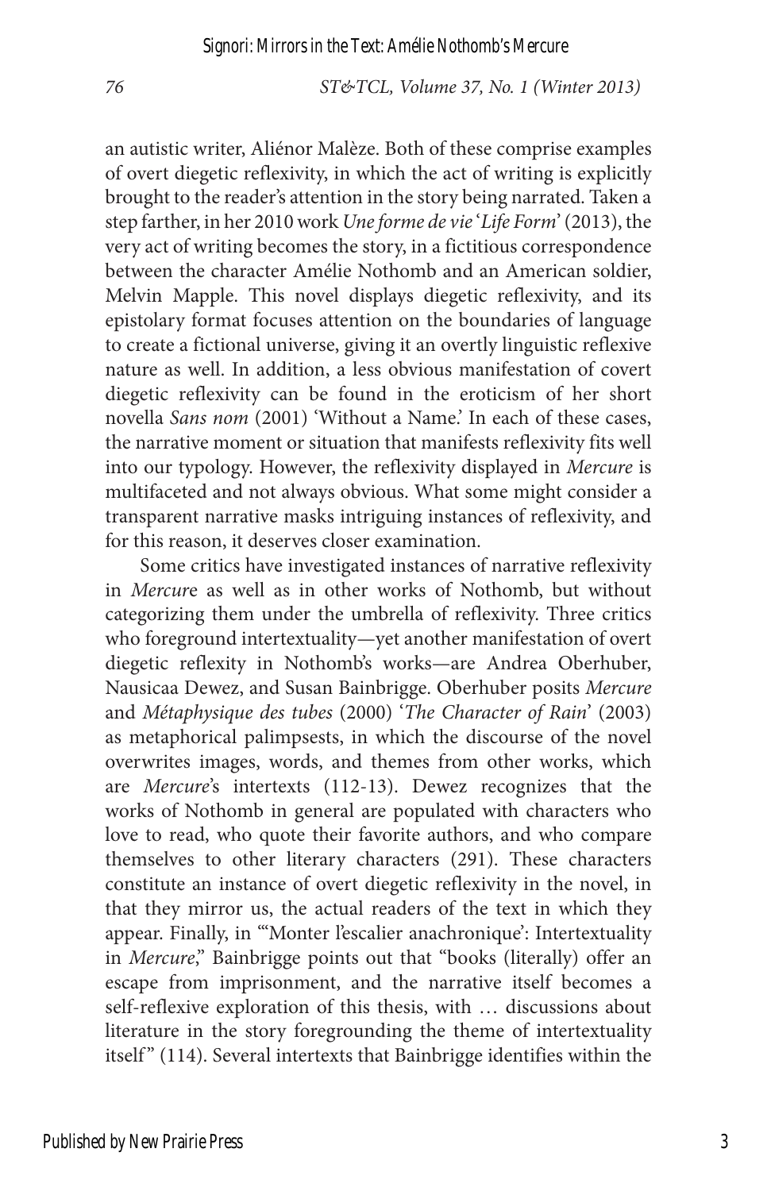an autistic writer, Aliénor Malèze. Both of these comprise examples of overt diegetic reflexivity, in which the act of writing is explicitly brought to the reader's attention in the story being narrated. Taken a step farther, in her 2010 work *Une forme de vie* '*Life Form*' (2013), the very act of writing becomes the story, in a fictitious correspondence between the character Amélie Nothomb and an American soldier, Melvin Mapple. This novel displays diegetic reflexivity, and its epistolary format focuses attention on the boundaries of language to create a fictional universe, giving it an overtly linguistic reflexive nature as well. In addition, a less obvious manifestation of covert diegetic reflexivity can be found in the eroticism of her short novella *Sans nom* (2001) 'Without a Name.' In each of these cases, the narrative moment or situation that manifests reflexivity fits well into our typology. However, the reflexivity displayed in *Mercure* is multifaceted and not always obvious. What some might consider a transparent narrative masks intriguing instances of reflexivity, and for this reason, it deserves closer examination.

Some critics have investigated instances of narrative reflexivity in *Mercur*e as well as in other works of Nothomb, but without categorizing them under the umbrella of reflexivity. Three critics who foreground intertextuality—yet another manifestation of overt diegetic reflexity in Nothomb's works—are Andrea Oberhuber, Nausicaa Dewez, and Susan Bainbrigge. Oberhuber posits *Mercure* and *Métaphysique des tubes* (2000) '*The Character of Rain*' (2003) as metaphorical palimpsests, in which the discourse of the novel overwrites images, words, and themes from other works, which are *Mercure*'s intertexts (112-13). Dewez recognizes that the works of Nothomb in general are populated with characters who love to read, who quote their favorite authors, and who compare themselves to other literary characters (291). These characters constitute an instance of overt diegetic reflexivity in the novel, in that they mirror us, the actual readers of the text in which they appear. Finally, in "'Monter l'escalier anachronique': Intertextuality in *Mercure*," Bainbrigge points out that "books (literally) offer an escape from imprisonment, and the narrative itself becomes a self-reflexive exploration of this thesis, with … discussions about literature in the story foregrounding the theme of intertextuality itself" (114). Several intertexts that Bainbrigge identifies within the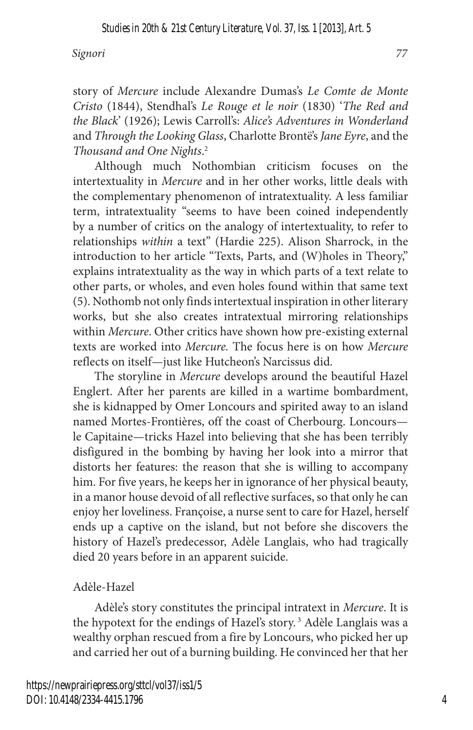story of *Mercure* include Alexandre Dumas's *Le Comte de Monte Cristo* (1844), Stendhal's *Le Rouge et le noir* (1830) '*The Red and the Black*' (1926); Lewis Carroll's: *Alice's Adventures in Wonderland* and *Through the Looking Glass*, Charlotte Brontë's *Jane Eyre*, and the *Thousand and One Nights*.[2]

Although much Nothombian criticism focuses on the intertextuality in *Mercure* and in her other works, little deals with the complementary phenomenon of intratextuality. A less familiar term, intratextuality "seems to have been coined independently by a number of critics on the analogy of intertextuality, to refer to relationships *within* a text" (Hardie 225). Alison Sharrock, in the introduction to her article "Texts, Parts, and (W)holes in Theory," explains intratextuality as the way in which parts of a text relate to other parts, or wholes, and even holes found within that same text (5). Nothomb not only finds intertextual inspiration in other literary works, but she also creates intratextual mirroring relationships within *Mercure*. Other critics have shown how pre-existing external texts are worked into *Mercure.* The focus here is on how *Mercure* reflects on itself—just like Hutcheon's Narcissus did.

The storyline in *Mercure* develops around the beautiful Hazel Englert. After her parents are killed in a wartime bombardment, she is kidnapped by Omer Loncours and spirited away to an island named Mortes-Frontières, off the coast of Cherbourg. Loncours—le Capitaine—tricks Hazel into believing that she has been terribly disfigured in the bombing by having her look into a mirror that distorts her features: the reason that she is willing to accompany him. For five years, he keeps her in ignorance of her physical beauty, in a manor house devoid of all reflective surfaces, so that only he can enjoy her loveliness. Françoise, a nurse sent to care for Hazel, herself ends up a captive on the island, but not before she discovers the history of Hazel's predecessor, Adèle Langlais, who had tragically died 20 years before in an apparent suicide.

## Adèle-Hazel

Adèle's story constitutes the principal intratext in *Mercure*. It is the hypotext for the endings of Hazel's story.[3] Adèle Langlais was a wealthy orphan rescued from a fire by Loncours, who picked her up and carried her out of a burning building. He convinced her that her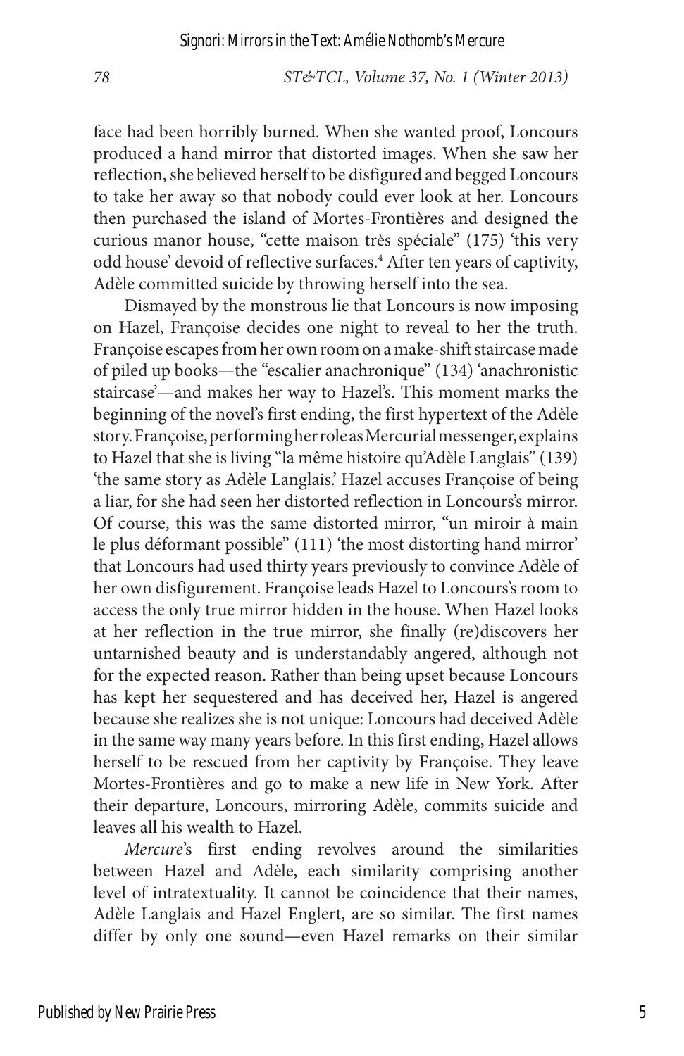face had been horribly burned. When she wanted proof, Loncours produced a hand mirror that distorted images. When she saw her reflection, she believed herself to be disfigured and begged Loncours to take her away so that nobody could ever look at her. Loncours then purchased the island of Mortes-Frontières and designed the curious manor house, "cette maison très spéciale" (175) 'this very odd house' devoid of reflective surfaces.[4] After ten years of captivity, Adèle committed suicide by throwing herself into the sea.

Dismayed by the monstrous lie that Loncours is now imposing on Hazel, Françoise decides one night to reveal to her the truth. Françoise escapes from her own room on a make-shift staircase made of piled up books—the "escalier anachronique" (134) 'anachronistic staircase'—and makes her way to Hazel's. This moment marks the beginning of the novel's first ending, the first hypertext of the Adèle story. Françoise, performing her role as Mercurial messenger, explains to Hazel that she is living "la même histoire qu'Adèle Langlais" (139) 'the same story as Adèle Langlais.' Hazel accuses Françoise of being a liar, for she had seen her distorted reflection in Loncours's mirror. Of course, this was the same distorted mirror, "un miroir à main le plus déformant possible" (111) 'the most distorting hand mirror' that Loncours had used thirty years previously to convince Adèle of her own disfigurement. Françoise leads Hazel to Loncours's room to access the only true mirror hidden in the house. When Hazel looks at her reflection in the true mirror, she finally (re)discovers her untarnished beauty and is understandably angered, although not for the expected reason. Rather than being upset because Loncours has kept her sequestered and has deceived her, Hazel is angered because she realizes she is not unique: Loncours had deceived Adèle in the same way many years before. In this first ending, Hazel allows herself to be rescued from her captivity by Françoise. They leave Mortes-Frontières and go to make a new life in New York. After their departure, Loncours, mirroring Adèle, commits suicide and leaves all his wealth to Hazel.

*Mercure*'s first ending revolves around the similarities between Hazel and Adèle, each similarity comprising another level of intratextuality. It cannot be coincidence that their names, Adèle Langlais and Hazel Englert, are so similar. The first names differ by only one sound—even Hazel remarks on their similar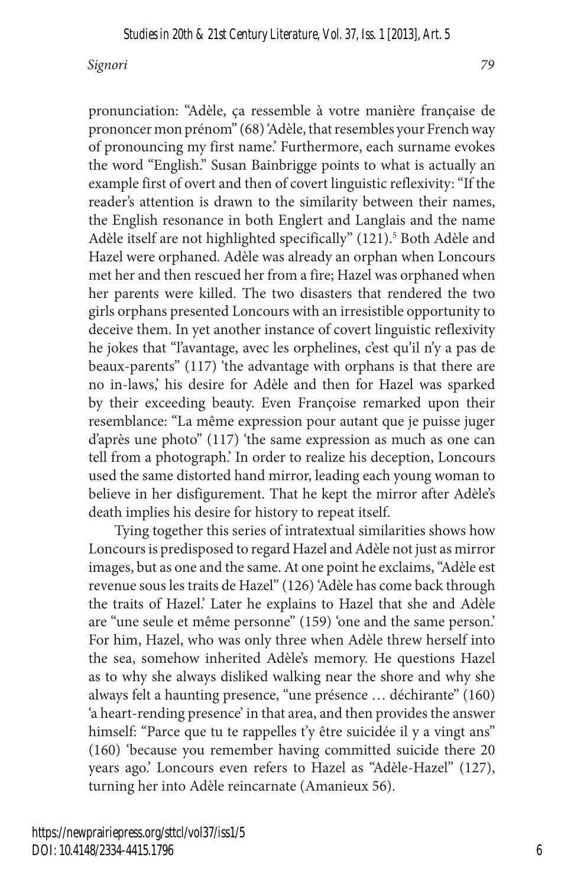pronunciation: "Adèle, ça ressemble à votre manière française de prononcer mon prénom" (68) 'Adèle, that resembles your French way of pronouncing my first name.' Furthermore, each surname evokes the word "English." Susan Bainbrigge points to what is actually an example first of overt and then of covert linguistic reflexivity: "If the reader's attention is drawn to the similarity between their names, the English resonance in both Englert and Langlais and the name Adèle itself are not highlighted specifically" (121).[5] Both Adèle and Hazel were orphaned. Adèle was already an orphan when Loncours met her and then rescued her from a fire; Hazel was orphaned when her parents were killed. The two disasters that rendered the two girls orphans presented Loncours with an irresistible opportunity to deceive them. In yet another instance of covert linguistic reflexivity he jokes that "l'avantage, avec les orphelines, c'est qu'il n'y a pas de beaux-parents" (117) 'the advantage with orphans is that there are no in-laws,' his desire for Adèle and then for Hazel was sparked by their exceeding beauty. Even Françoise remarked upon their resemblance: "La même expression pour autant que je puisse juger d'après une photo" (117) 'the same expression as much as one can tell from a photograph.' In order to realize his deception, Loncours used the same distorted hand mirror, leading each young woman to believe in her disfigurement. That he kept the mirror after Adèle's death implies his desire for history to repeat itself.

Tying together this series of intratextual similarities shows how Loncours is predisposed to regard Hazel and Adèle not just as mirror images, but as one and the same. At one point he exclaims, "Adèle est revenue sous les traits de Hazel" (126) 'Adèle has come back through the traits of Hazel.' Later he explains to Hazel that she and Adèle are "une seule et même personne" (159) 'one and the same person.' For him, Hazel, who was only three when Adèle threw herself into the sea, somehow inherited Adèle's memory. He questions Hazel as to why she always disliked walking near the shore and why she always felt a haunting presence, "une présence … déchirante" (160) 'a heart-rending presence' in that area, and then provides the answer himself: "Parce que tu te rappelles t'y être suicidée il y a vingt ans" (160) 'because you remember having committed suicide there 20 years ago.' Loncours even refers to Hazel as "Adèle-Hazel" (127), turning her into Adèle reincarnate (Amanieux 56).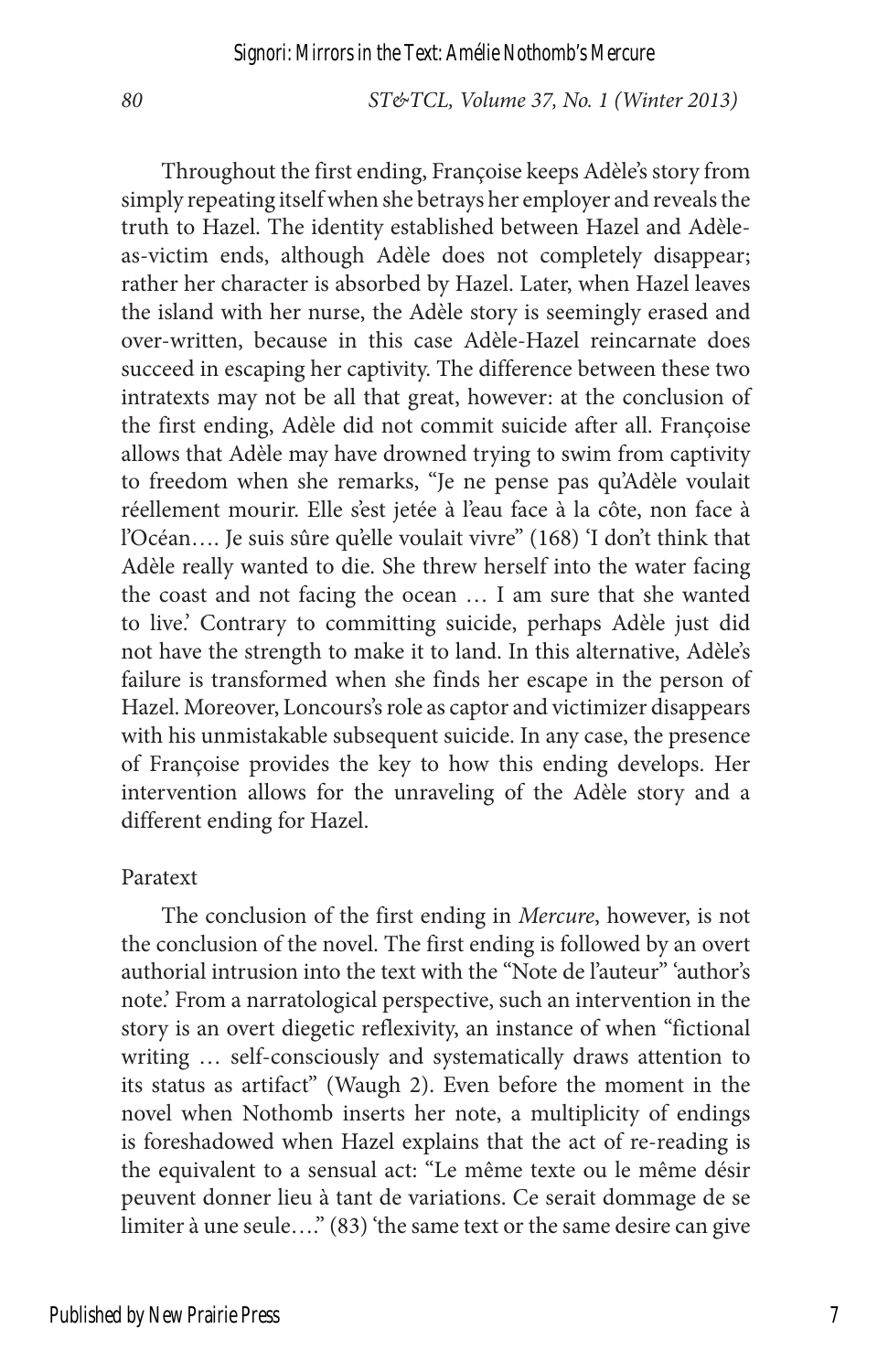Throughout the first ending, Françoise keeps Adèle's story from simply repeating itself when she betrays her employer and reveals the truth to Hazel. The identity established between Hazel and Adèle-as-victim ends, although Adèle does not completely disappear; rather her character is absorbed by Hazel. Later, when Hazel leaves the island with her nurse, the Adèle story is seemingly erased and over-written, because in this case Adèle-Hazel reincarnate does succeed in escaping her captivity. The difference between these two intratexts may not be all that great, however: at the conclusion of the first ending, Adèle did not commit suicide after all. Françoise allows that Adèle may have drowned trying to swim from captivity to freedom when she remarks, "Je ne pense pas qu'Adèle voulait réellement mourir. Elle s'est jetée à l'eau face à la côte, non face à l'Océan…. Je suis sûre qu'elle voulait vivre" (168) 'I don't think that Adèle really wanted to die. She threw herself into the water facing the coast and not facing the ocean … I am sure that she wanted to live.' Contrary to committing suicide, perhaps Adèle just did not have the strength to make it to land. In this alternative, Adèle's failure is transformed when she finds her escape in the person of Hazel. Moreover, Loncours's role as captor and victimizer disappears with his unmistakable subsequent suicide. In any case, the presence of Françoise provides the key to how this ending develops. Her intervention allows for the unraveling of the Adèle story and a different ending for Hazel.

## Paratext

The conclusion of the first ending in *Mercure*, however, is not the conclusion of the novel. The first ending is followed by an overt authorial intrusion into the text with the "Note de l'auteur" 'author's note.' From a narratological perspective, such an intervention in the story is an overt diegetic reflexivity, an instance of when "fictional writing … self-consciously and systematically draws attention to its status as artifact" (Waugh 2). Even before the moment in the novel when Nothomb inserts her note, a multiplicity of endings is foreshadowed when Hazel explains that the act of re-reading is the equivalent to a sensual act: "Le même texte ou le même désir peuvent donner lieu à tant de variations. Ce serait dommage de se limiter à une seule…." (83) 'the same text or the same desire can give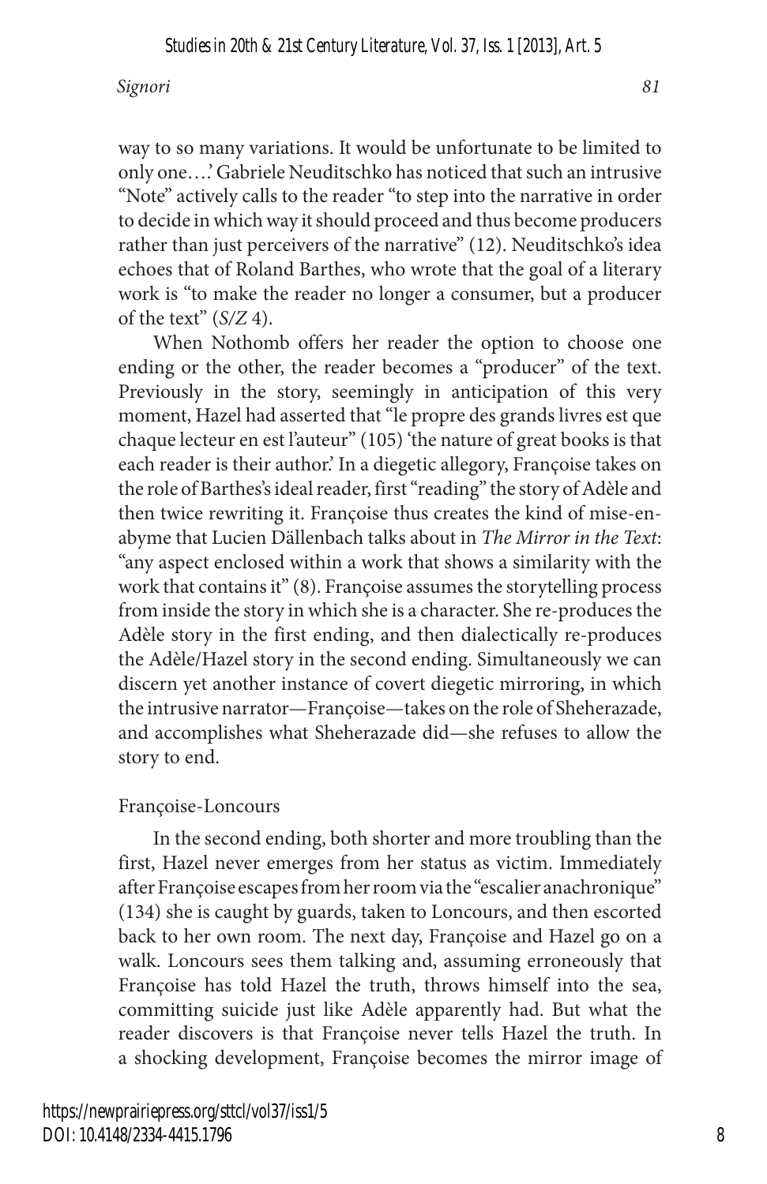way to so many variations. It would be unfortunate to be limited to only one….' Gabriele Neuditschko has noticed that such an intrusive "Note" actively calls to the reader "to step into the narrative in order to decide in which way it should proceed and thus become producers rather than just perceivers of the narrative" (12). Neuditschko's idea echoes that of Roland Barthes, who wrote that the goal of a literary work is "to make the reader no longer a consumer, but a producer of the text" (*S/Z* 4).

When Nothomb offers her reader the option to choose one ending or the other, the reader becomes a "producer" of the text. Previously in the story, seemingly in anticipation of this very moment, Hazel had asserted that "le propre des grands livres est que chaque lecteur en est l'auteur" (105) 'the nature of great books is that each reader is their author.' In a diegetic allegory, Françoise takes on the role of Barthes's ideal reader, first "reading" the story of Adèle and then twice rewriting it. Françoise thus creates the kind of mise-en-abyme that Lucien Dällenbach talks about in *The Mirror in the Text*: "any aspect enclosed within a work that shows a similarity with the work that contains it" (8). Françoise assumes the storytelling process from inside the story in which she is a character. She re-produces the Adèle story in the first ending, and then dialectically re-produces the Adèle/Hazel story in the second ending. Simultaneously we can discern yet another instance of covert diegetic mirroring, in which the intrusive narrator—Françoise—takes on the role of Sheherazade, and accomplishes what Sheherazade did—she refuses to allow the story to end.

## Françoise-Loncours

In the second ending, both shorter and more troubling than the first, Hazel never emerges from her status as victim. Immediately after Françoise escapes from her room via the "escalier anachronique" (134) she is caught by guards, taken to Loncours, and then escorted back to her own room. The next day, Françoise and Hazel go on a walk. Loncours sees them talking and, assuming erroneously that Françoise has told Hazel the truth, throws himself into the sea, committing suicide just like Adèle apparently had. But what the reader discovers is that Françoise never tells Hazel the truth. In a shocking development, Françoise becomes the mirror image of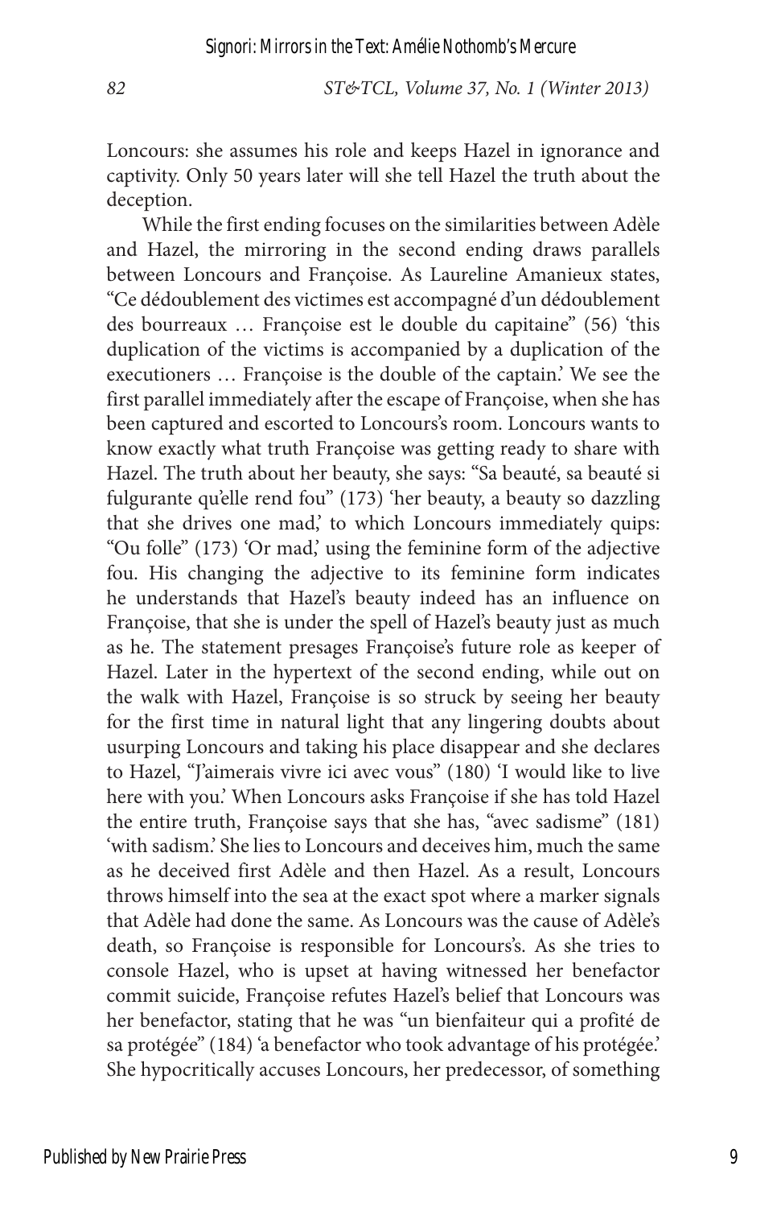Loncours: she assumes his role and keeps Hazel in ignorance and captivity. Only 50 years later will she tell Hazel the truth about the deception.

While the first ending focuses on the similarities between Adèle and Hazel, the mirroring in the second ending draws parallels between Loncours and Françoise. As Laureline Amanieux states, "Ce dédoublement des victimes est accompagné d'un dédoublement des bourreaux … Françoise est le double du capitaine" (56) 'this duplication of the victims is accompanied by a duplication of the executioners … Françoise is the double of the captain.' We see the first parallel immediately after the escape of Françoise, when she has been captured and escorted to Loncours's room. Loncours wants to know exactly what truth Françoise was getting ready to share with Hazel. The truth about her beauty, she says: "Sa beauté, sa beauté si fulgurante qu'elle rend fou" (173) 'her beauty, a beauty so dazzling that she drives one mad,' to which Loncours immediately quips: "Ou folle" (173) 'Or mad,' using the feminine form of the adjective fou. His changing the adjective to its feminine form indicates he understands that Hazel's beauty indeed has an influence on Françoise, that she is under the spell of Hazel's beauty just as much as he. The statement presages Françoise's future role as keeper of Hazel. Later in the hypertext of the second ending, while out on the walk with Hazel, Françoise is so struck by seeing her beauty for the first time in natural light that any lingering doubts about usurping Loncours and taking his place disappear and she declares to Hazel, "J'aimerais vivre ici avec vous" (180) 'I would like to live here with you.' When Loncours asks Françoise if she has told Hazel the entire truth, Françoise says that she has, "avec sadisme" (181) 'with sadism.' She lies to Loncours and deceives him, much the same as he deceived first Adèle and then Hazel. As a result, Loncours throws himself into the sea at the exact spot where a marker signals that Adèle had done the same. As Loncours was the cause of Adèle's death, so Françoise is responsible for Loncours's. As she tries to console Hazel, who is upset at having witnessed her benefactor commit suicide, Françoise refutes Hazel's belief that Loncours was her benefactor, stating that he was "un bienfaiteur qui a profité de sa protégée" (184) 'a benefactor who took advantage of his protégée.' She hypocritically accuses Loncours, her predecessor, of something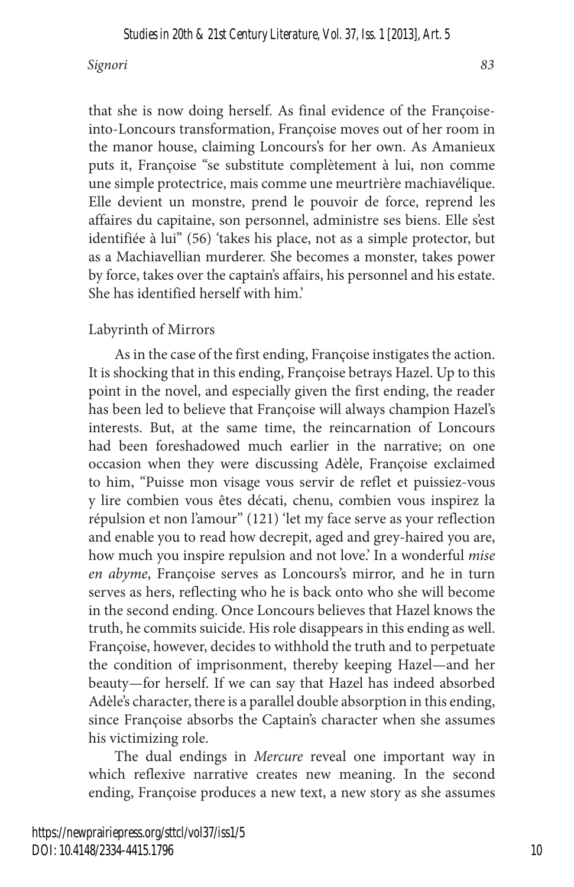that she is now doing herself. As final evidence of the Françoise-into-Loncours transformation, Françoise moves out of her room in the manor house, claiming Loncours's for her own. As Amanieux puts it, Françoise "se substitute complètement à lui, non comme une simple protectrice, mais comme une meurtrière machiavélique. Elle devient un monstre, prend le pouvoir de force, reprend les affaires du capitaine, son personnel, administre ses biens. Elle s'est identifiée à lui" (56) 'takes his place, not as a simple protector, but as a Machiavellian murderer. She becomes a monster, takes power by force, takes over the captain's affairs, his personnel and his estate. She has identified herself with him.'

## Labyrinth of Mirrors

As in the case of the first ending, Françoise instigates the action. It is shocking that in this ending, Françoise betrays Hazel. Up to this point in the novel, and especially given the first ending, the reader has been led to believe that Françoise will always champion Hazel's interests. But, at the same time, the reincarnation of Loncours had been foreshadowed much earlier in the narrative; on one occasion when they were discussing Adèle, Françoise exclaimed to him, "Puisse mon visage vous servir de reflet et puissiez-vous y lire combien vous êtes décati, chenu, combien vous inspirez la répulsion et non l'amour" (121) 'let my face serve as your reflection and enable you to read how decrepit, aged and grey-haired you are, how much you inspire repulsion and not love.' In a wonderful *mise en abyme*, Françoise serves as Loncours's mirror, and he in turn serves as hers, reflecting who he is back onto who she will become in the second ending. Once Loncours believes that Hazel knows the truth, he commits suicide. His role disappears in this ending as well. Françoise, however, decides to withhold the truth and to perpetuate the condition of imprisonment, thereby keeping Hazel—and her beauty—for herself. If we can say that Hazel has indeed absorbed Adèle's character, there is a parallel double absorption in this ending, since Françoise absorbs the Captain's character when she assumes his victimizing role.

The dual endings in *Mercure* reveal one important way in which reflexive narrative creates new meaning. In the second ending, Françoise produces a new text, a new story as she assumes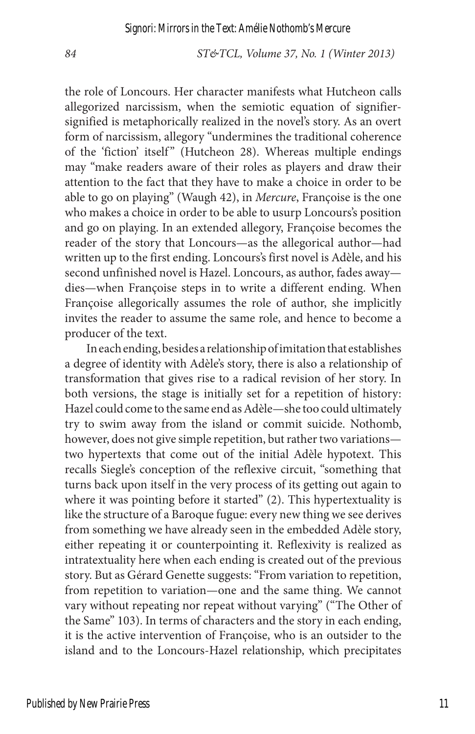the role of Loncours. Her character manifests what Hutcheon calls allegorized narcissism, when the semiotic equation of signifier-signified is metaphorically realized in the novel's story. As an overt form of narcissism, allegory "undermines the traditional coherence of the 'fiction' itself" (Hutcheon 28). Whereas multiple endings may "make readers aware of their roles as players and draw their attention to the fact that they have to make a choice in order to be able to go on playing" (Waugh 42), in *Mercure*, Françoise is the one who makes a choice in order to be able to usurp Loncours's position and go on playing. In an extended allegory, Françoise becomes the reader of the story that Loncours—as the allegorical author—had written up to the first ending. Loncours's first novel is Adèle, and his second unfinished novel is Hazel. Loncours, as author, fades away—dies—when Françoise steps in to write a different ending. When Françoise allegorically assumes the role of author, she implicitly invites the reader to assume the same role, and hence to become a producer of the text.

In each ending, besides a relationship of imitation that establishes a degree of identity with Adèle's story, there is also a relationship of transformation that gives rise to a radical revision of her story. In both versions, the stage is initially set for a repetition of history: Hazel could come to the same end as Adèle—she too could ultimately try to swim away from the island or commit suicide. Nothomb, however, does not give simple repetition, but rather two variations—two hypertexts that come out of the initial Adèle hypotext. This recalls Siegle's conception of the reflexive circuit, "something that turns back upon itself in the very process of its getting out again to where it was pointing before it started" (2). This hypertextuality is like the structure of a Baroque fugue: every new thing we see derives from something we have already seen in the embedded Adèle story, either repeating it or counterpointing it. Reflexivity is realized as intratextuality here when each ending is created out of the previous story. But as Gérard Genette suggests: "From variation to repetition, from repetition to variation—one and the same thing. We cannot vary without repeating nor repeat without varying" ("The Other of the Same" 103). In terms of characters and the story in each ending, it is the active intervention of Françoise, who is an outsider to the island and to the Loncours-Hazel relationship, which precipitates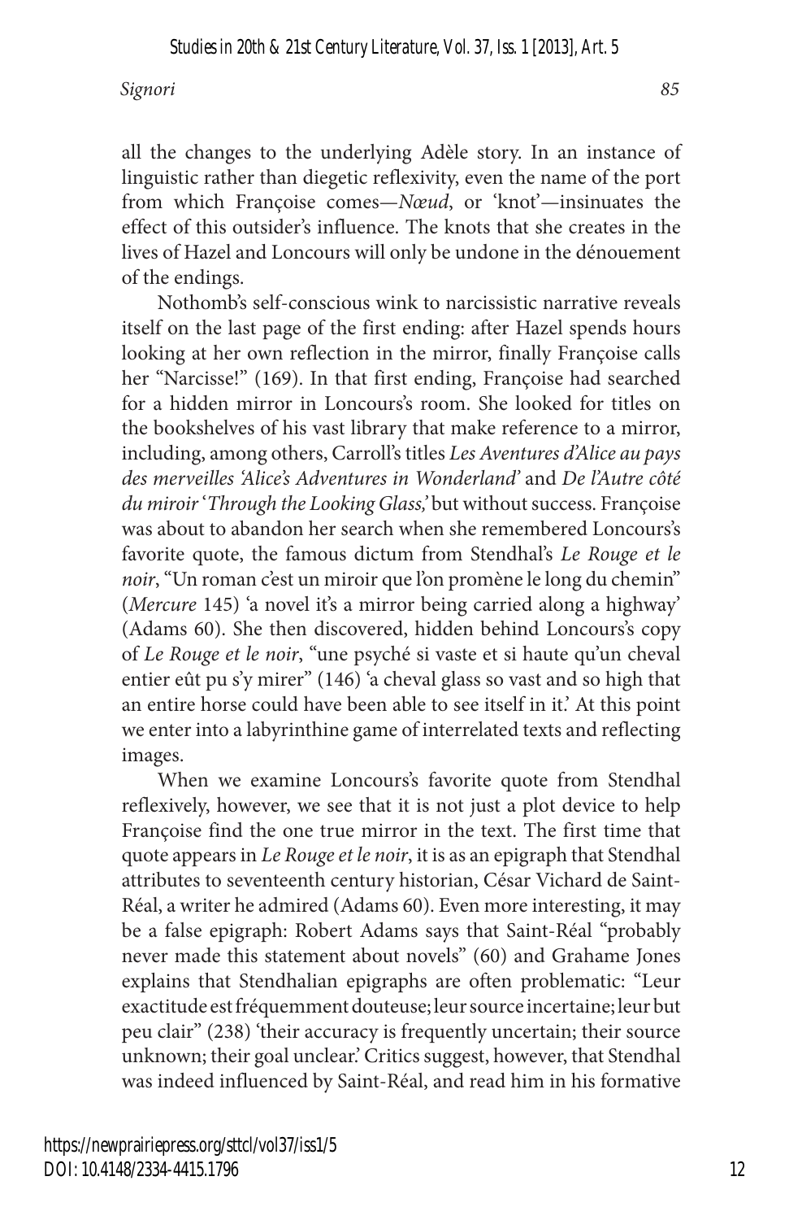all the changes to the underlying Adèle story. In an instance of linguistic rather than diegetic reflexivity, even the name of the port from which Françoise comes—*Nœud*, or 'knot'—insinuates the effect of this outsider's influence. The knots that she creates in the lives of Hazel and Loncours will only be undone in the dénouement of the endings.

Nothomb's self-conscious wink to narcissistic narrative reveals itself on the last page of the first ending: after Hazel spends hours looking at her own reflection in the mirror, finally Françoise calls her "Narcisse!" (169). In that first ending, Françoise had searched for a hidden mirror in Loncours's room. She looked for titles on the bookshelves of his vast library that make reference to a mirror, including, among others, Carroll's titles *Les Aventures d'Alice au pays des merveilles 'Alice's Adventures in Wonderland'* and *De l'Autre côté du miroir* '*Through the Looking Glass,*' but without success. Françoise was about to abandon her search when she remembered Loncours's favorite quote, the famous dictum from Stendhal's *Le Rouge et le noir*, "Un roman c'est un miroir que l'on promène le long du chemin" (*Mercure* 145) 'a novel it's a mirror being carried along a highway' (Adams 60). She then discovered, hidden behind Loncours's copy of *Le Rouge et le noir*, "une psyché si vaste et si haute qu'un cheval entier eût pu s'y mirer" (146) 'a cheval glass so vast and so high that an entire horse could have been able to see itself in it.' At this point we enter into a labyrinthine game of interrelated texts and reflecting images.

When we examine Loncours's favorite quote from Stendhal reflexively, however, we see that it is not just a plot device to help Françoise find the one true mirror in the text. The first time that quote appears in *Le Rouge et le noir*, it is as an epigraph that Stendhal attributes to seventeenth century historian, César Vichard de Saint-Réal, a writer he admired (Adams 60). Even more interesting, it may be a false epigraph: Robert Adams says that Saint-Réal "probably never made this statement about novels" (60) and Grahame Jones explains that Stendhalian epigraphs are often problematic: "Leur exactitude est fréquemment douteuse; leur source incertaine; leur but peu clair" (238) 'their accuracy is frequently uncertain; their source unknown; their goal unclear.' Critics suggest, however, that Stendhal was indeed influenced by Saint-Réal, and read him in his formative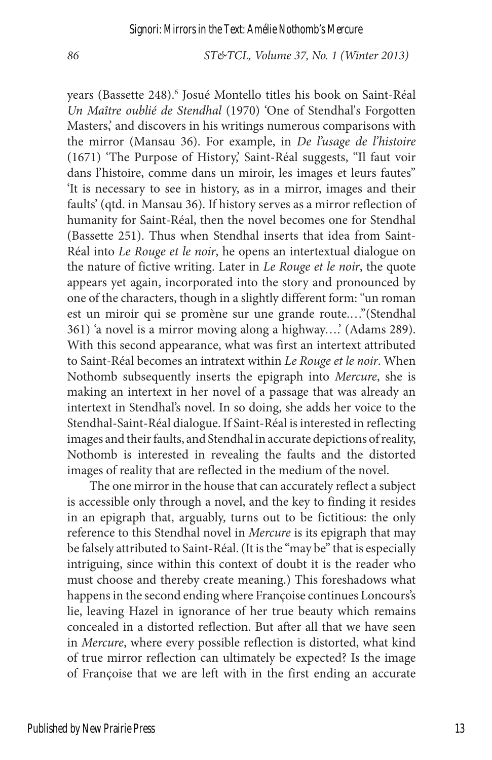years (Bassette 248).[6] Josué Montello titles his book on Saint-Réal *Un Maître oublié de Stendhal* (1970) 'One of Stendhal's Forgotten Masters,' and discovers in his writings numerous comparisons with the mirror (Mansau 36). For example, in *De l'usage de l'histoire* (1671) 'The Purpose of History,' Saint-Réal suggests, "Il faut voir dans l'histoire, comme dans un miroir, les images et leurs fautes" 'It is necessary to see in history, as in a mirror, images and their faults' (qtd. in Mansau 36). If history serves as a mirror reflection of humanity for Saint-Réal, then the novel becomes one for Stendhal (Bassette 251). Thus when Stendhal inserts that idea from Saint-Réal into *Le Rouge et le noir*, he opens an intertextual dialogue on the nature of fictive writing. Later in *Le Rouge et le noir*, the quote appears yet again, incorporated into the story and pronounced by one of the characters, though in a slightly different form: "un roman est un miroir qui se promène sur une grande route.…"(Stendhal 361) 'a novel is a mirror moving along a highway….' (Adams 289). With this second appearance, what was first an intertext attributed to Saint-Réal becomes an intratext within *Le Rouge et le noir*. When Nothomb subsequently inserts the epigraph into *Mercure*, she is making an intertext in her novel of a passage that was already an intertext in Stendhal's novel. In so doing, she adds her voice to the Stendhal-Saint-Réal dialogue. If Saint-Réal is interested in reflecting images and their faults, and Stendhal in accurate depictions of reality, Nothomb is interested in revealing the faults and the distorted images of reality that are reflected in the medium of the novel.

The one mirror in the house that can accurately reflect a subject is accessible only through a novel, and the key to finding it resides in an epigraph that, arguably, turns out to be fictitious: the only reference to this Stendhal novel in *Mercure* is its epigraph that may be falsely attributed to Saint-Réal. (It is the "may be" that is especially intriguing, since within this context of doubt it is the reader who must choose and thereby create meaning.) This foreshadows what happens in the second ending where Françoise continues Loncours's lie, leaving Hazel in ignorance of her true beauty which remains concealed in a distorted reflection. But after all that we have seen in *Mercure*, where every possible reflection is distorted, what kind of true mirror reflection can ultimately be expected? Is the image of Françoise that we are left with in the first ending an accurate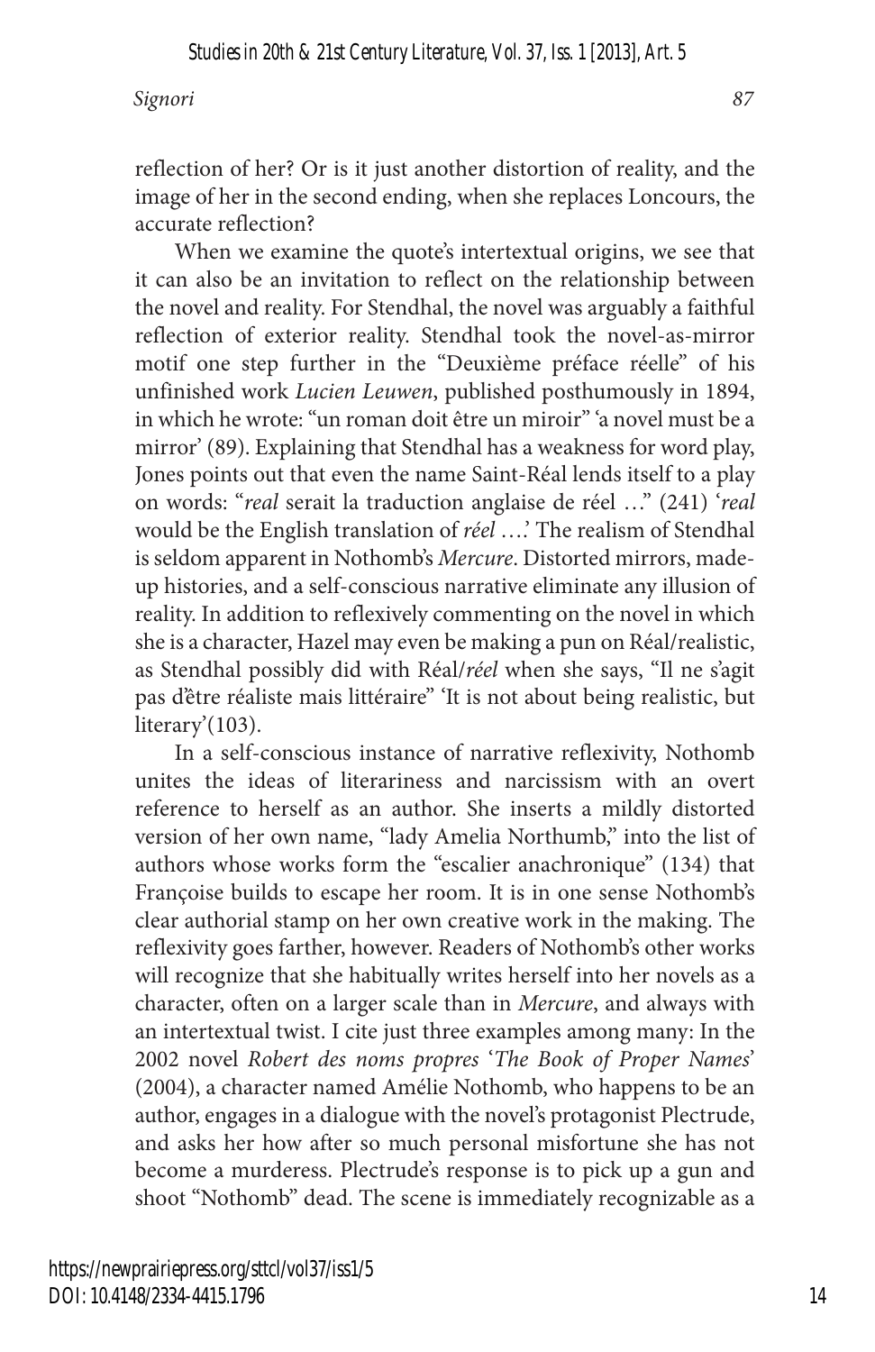reflection of her? Or is it just another distortion of reality, and the image of her in the second ending, when she replaces Loncours, the accurate reflection?

When we examine the quote's intertextual origins, we see that it can also be an invitation to reflect on the relationship between the novel and reality. For Stendhal, the novel was arguably a faithful reflection of exterior reality. Stendhal took the novel-as-mirror motif one step further in the "Deuxième préface réelle" of his unfinished work *Lucien Leuwen*, published posthumously in 1894, in which he wrote: "un roman doit être un miroir" 'a novel must be a mirror' (89). Explaining that Stendhal has a weakness for word play, Jones points out that even the name Saint-Réal lends itself to a play on words: "*real* serait la traduction anglaise de réel …" (241) '*real* would be the English translation of *réel* ….' The realism of Stendhal is seldom apparent in Nothomb's *Mercure*. Distorted mirrors, made-up histories, and a self-conscious narrative eliminate any illusion of reality. In addition to reflexively commenting on the novel in which she is a character, Hazel may even be making a pun on Réal/realistic, as Stendhal possibly did with Réal/*réel* when she says, "Il ne s'agit pas d'être réaliste mais littéraire" 'It is not about being realistic, but literary'(103).

In a self-conscious instance of narrative reflexivity, Nothomb unites the ideas of literariness and narcissism with an overt reference to herself as an author. She inserts a mildly distorted version of her own name, "lady Amelia Northumb," into the list of authors whose works form the "escalier anachronique" (134) that Françoise builds to escape her room. It is in one sense Nothomb's clear authorial stamp on her own creative work in the making. The reflexivity goes farther, however. Readers of Nothomb's other works will recognize that she habitually writes herself into her novels as a character, often on a larger scale than in *Mercure*, and always with an intertextual twist. I cite just three examples among many: In the 2002 novel *Robert des noms propres* '*The Book of Proper Names*' (2004), a character named Amélie Nothomb, who happens to be an author, engages in a dialogue with the novel's protagonist Plectrude, and asks her how after so much personal misfortune she has not become a murderess. Plectrude's response is to pick up a gun and shoot "Nothomb" dead. The scene is immediately recognizable as a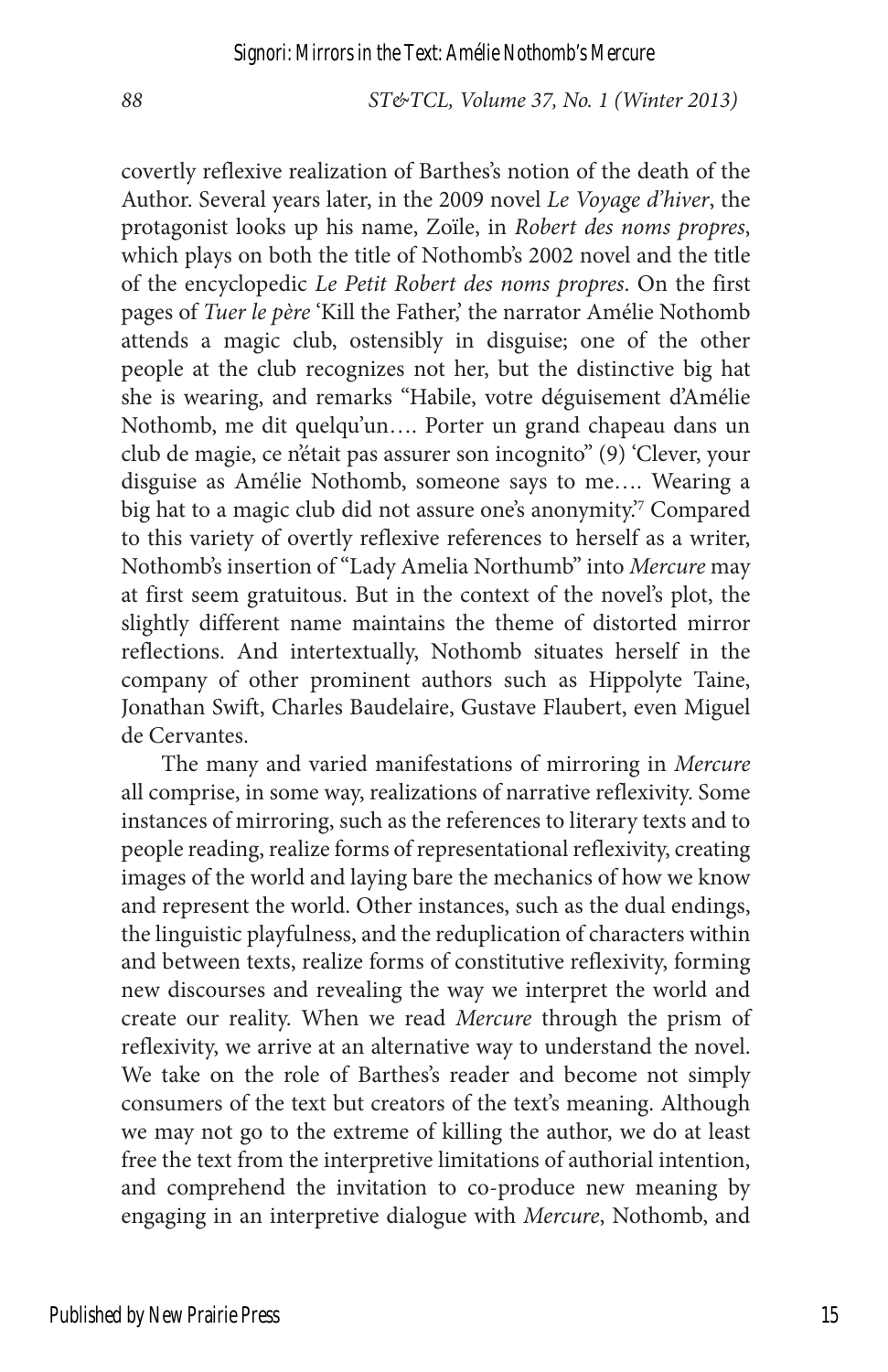covertly reflexive realization of Barthes's notion of the death of the Author. Several years later, in the 2009 novel *Le Voyage d'hiver*, the protagonist looks up his name, Zoïle, in *Robert des noms propres*, which plays on both the title of Nothomb's 2002 novel and the title of the encyclopedic *Le Petit Robert des noms propres*. On the first pages of *Tuer le père* 'Kill the Father,' the narrator Amélie Nothomb attends a magic club, ostensibly in disguise; one of the other people at the club recognizes not her, but the distinctive big hat she is wearing, and remarks "Habile, votre déguisement d'Amélie Nothomb, me dit quelqu'un…. Porter un grand chapeau dans un club de magie, ce n'était pas assurer son incognito" (9) 'Clever, your disguise as Amélie Nothomb, someone says to me…. Wearing a big hat to a magic club did not assure one's anonymity.'[7] Compared to this variety of overtly reflexive references to herself as a writer, Nothomb's insertion of "Lady Amelia Northumb" into *Mercure* may at first seem gratuitous. But in the context of the novel's plot, the slightly different name maintains the theme of distorted mirror reflections. And intertextually, Nothomb situates herself in the company of other prominent authors such as Hippolyte Taine, Jonathan Swift, Charles Baudelaire, Gustave Flaubert, even Miguel de Cervantes.

The many and varied manifestations of mirroring in *Mercure* all comprise, in some way, realizations of narrative reflexivity. Some instances of mirroring, such as the references to literary texts and to people reading, realize forms of representational reflexivity, creating images of the world and laying bare the mechanics of how we know and represent the world. Other instances, such as the dual endings, the linguistic playfulness, and the reduplication of characters within and between texts, realize forms of constitutive reflexivity, forming new discourses and revealing the way we interpret the world and create our reality. When we read *Mercure* through the prism of reflexivity, we arrive at an alternative way to understand the novel. We take on the role of Barthes's reader and become not simply consumers of the text but creators of the text's meaning. Although we may not go to the extreme of killing the author, we do at least free the text from the interpretive limitations of authorial intention, and comprehend the invitation to co-produce new meaning by engaging in an interpretive dialogue with *Mercure*, Nothomb, and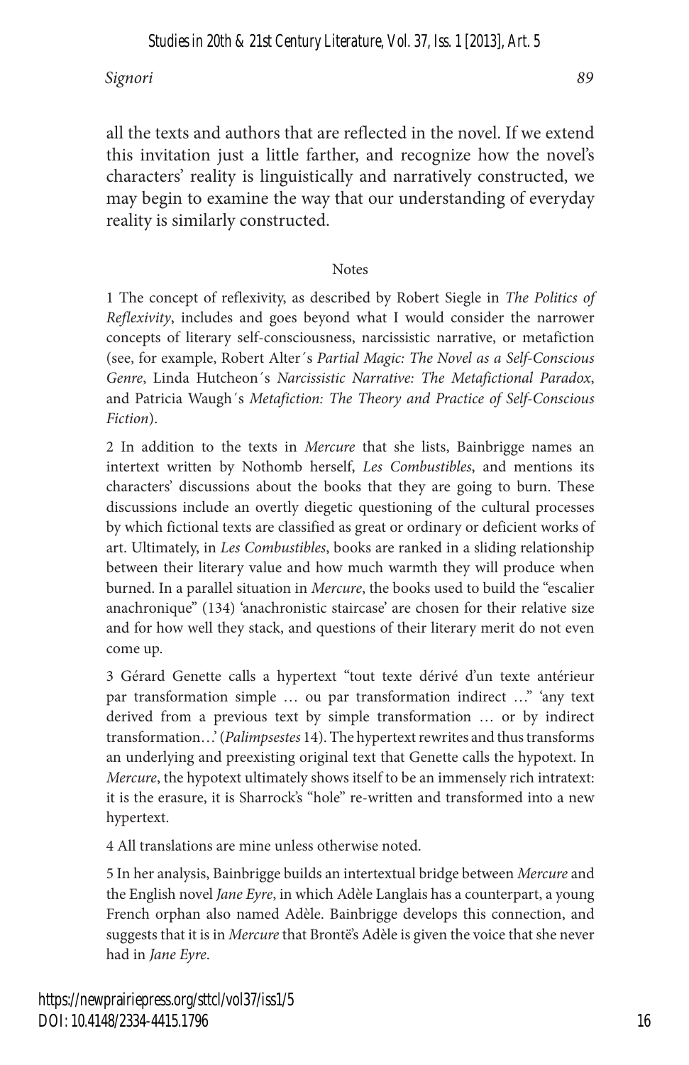all the texts and authors that are reflected in the novel. If we extend this invitation just a little farther, and recognize how the novel's characters' reality is linguistically and narratively constructed, we may begin to examine the way that our understanding of everyday reality is similarly constructed.

## Notes

1 The concept of reflexivity, as described by Robert Siegle in *The Politics of Reflexivity*, includes and goes beyond what I would consider the narrower concepts of literary self-consciousness, narcissistic narrative, or metafiction (see, for example, Robert Alter´s *Partial Magic: The Novel as a Self-Conscious Genre*, Linda Hutcheon´s *Narcissistic Narrative: The Metafictional Paradox*, and Patricia Waugh´s *Metafiction: The Theory and Practice of Self-Conscious Fiction*).

2 In addition to the texts in *Mercure* that she lists, Bainbrigge names an intertext written by Nothomb herself, *Les Combustibles*, and mentions its characters' discussions about the books that they are going to burn. These discussions include an overtly diegetic questioning of the cultural processes by which fictional texts are classified as great or ordinary or deficient works of art. Ultimately, in *Les Combustibles*, books are ranked in a sliding relationship between their literary value and how much warmth they will produce when burned. In a parallel situation in *Mercure*, the books used to build the "escalier anachronique" (134) 'anachronistic staircase' are chosen for their relative size and for how well they stack, and questions of their literary merit do not even come up.

3 Gérard Genette calls a hypertext "tout texte dérivé d'un texte antérieur par transformation simple … ou par transformation indirect …" 'any text derived from a previous text by simple transformation … or by indirect transformation…' (*Palimpsestes* 14). The hypertext rewrites and thus transforms an underlying and preexisting original text that Genette calls the hypotext. In *Mercure*, the hypotext ultimately shows itself to be an immensely rich intratext: it is the erasure, it is Sharrock's "hole" re-written and transformed into a new hypertext.

4 All translations are mine unless otherwise noted.

5 In her analysis, Bainbrigge builds an intertextual bridge between *Mercure* and the English novel *Jane Eyre*, in which Adèle Langlais has a counterpart, a young French orphan also named Adèle. Bainbrigge develops this connection, and suggests that it is in *Mercure* that Brontë's Adèle is given the voice that she never had in *Jane Eyre*.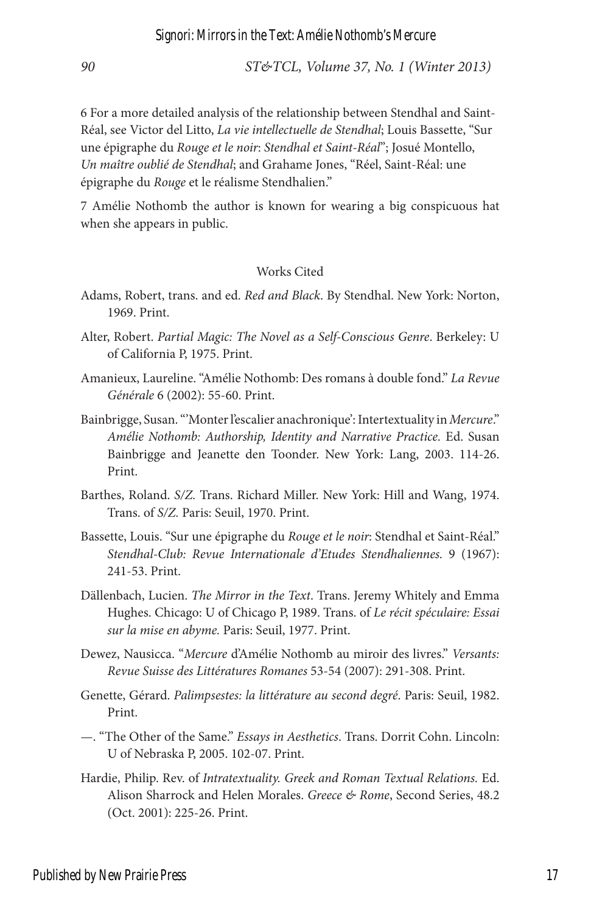6 For a more detailed analysis of the relationship between Stendhal and Saint-Réal, see Victor del Litto, *La vie intellectuelle de Stendhal*; Louis Bassette, "Sur une épigraphe du *Rouge et le noir*: *Stendhal et Saint-Réal*"; Josué Montello, *Un maître oublié de Stendhal*; and Grahame Jones, "Réel, Saint-Réal: une épigraphe du *Rouge* et le réalisme Stendhalien."

7 Amélie Nothomb the author is known for wearing a big conspicuous hat when she appears in public.

## Works Cited

Adams, Robert, trans. and ed. *Red and Black*. By Stendhal. New York: Norton, 1969. Print.

Alter, Robert. *Partial Magic: The Novel as a Self-Conscious Genre*. Berkeley: U of California P, 1975. Print.

Amanieux, Laureline. "Amélie Nothomb: Des romans à double fond." *La Revue Générale* 6 (2002): 55-60. Print.

Bainbrigge, Susan. "'Monter l'escalier anachronique': Intertextuality in *Mercure*." *Amélie Nothomb: Authorship, Identity and Narrative Practice*. Ed. Susan Bainbrigge and Jeanette den Toonder. New York: Lang, 2003. 114-26. Print.

Barthes, Roland. *S/Z*. Trans. Richard Miller. New York: Hill and Wang, 1974. Trans. of *S/Z*. Paris: Seuil, 1970. Print.

Bassette, Louis. "Sur une épigraphe du *Rouge et le noir*: Stendhal et Saint-Réal." *Stendhal-Club: Revue Internationale d'Etudes Stendhaliennes*. 9 (1967): 241-53. Print.

Dällenbach, Lucien. *The Mirror in the Text*. Trans. Jeremy Whitely and Emma Hughes. Chicago: U of Chicago P, 1989. Trans. of *Le récit spéculaire: Essai sur la mise en abyme*. Paris: Seuil, 1977. Print.

Dewez, Nausicca. "*Mercure* d'Amélie Nothomb au miroir des livres." *Versants: Revue Suisse des Littératures Romanes* 53-54 (2007): 291-308. Print.

Genette, Gérard. *Palimpsestes: la littérature au second degré*. Paris: Seuil, 1982. Print.

—. "The Other of the Same." *Essays in Aesthetics*. Trans. Dorrit Cohn. Lincoln: U of Nebraska P, 2005. 102-07. Print.

Hardie, Philip. Rev. of *Intratextuality. Greek and Roman Textual Relations*. Ed. Alison Sharrock and Helen Morales. *Greece & Rome*, Second Series, 48.2 (Oct. 2001): 225-26. Print.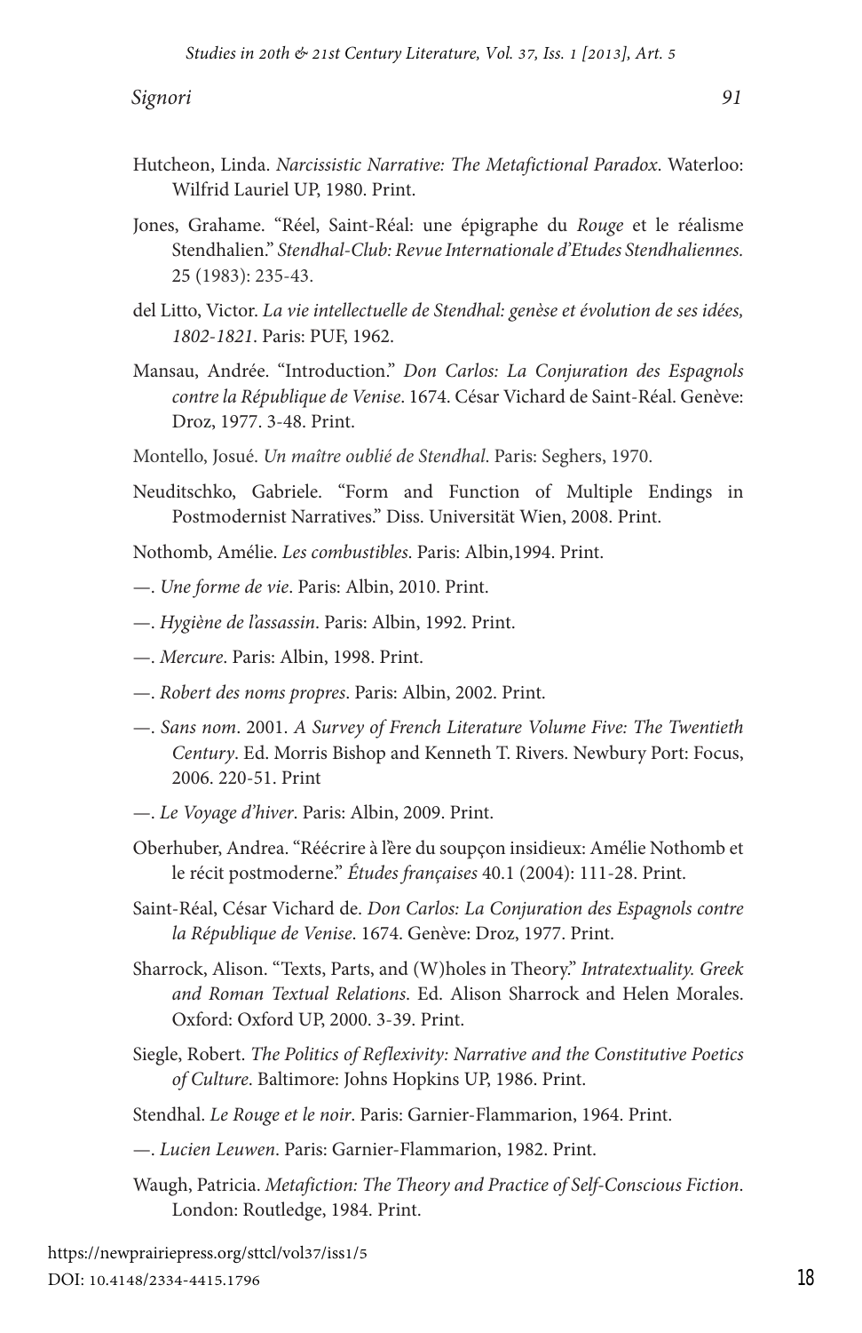Hutcheon, Linda. *Narcissistic Narrative: The Metafictional Paradox*. Waterloo: Wilfrid Lauriel UP, 1980. Print.

Jones, Grahame. "Réel, Saint-Réal: une épigraphe du *Rouge* et le réalisme Stendhalien." *Stendhal-Club: Revue Internationale d'Etudes Stendhaliennes.* 25 (1983): 235-43.

del Litto, Victor. *La vie intellectuelle de Stendhal: genèse et évolution de ses idées, 1802-1821*. Paris: PUF, 1962.

Mansau, Andrée. "Introduction." *Don Carlos: La Conjuration des Espagnols contre la République de Venise*. 1674. César Vichard de Saint-Réal. Genève: Droz, 1977. 3-48. Print.

Montello, Josué. *Un maître oublié de Stendhal*. Paris: Seghers, 1970.

Neuditschko, Gabriele. "Form and Function of Multiple Endings in Postmodernist Narratives." Diss. Universität Wien, 2008. Print.

Nothomb, Amélie. *Les combustibles*. Paris: Albin,1994. Print.

—. *Une forme de vie*. Paris: Albin, 2010. Print.

—. *Hygiène de l'assassin*. Paris: Albin, 1992. Print.

—. *Mercure*. Paris: Albin, 1998. Print.

—. *Robert des noms propres*. Paris: Albin, 2002. Print.

—. *Sans nom*. 2001. *A Survey of French Literature Volume Five: The Twentieth Century*. Ed. Morris Bishop and Kenneth T. Rivers. Newbury Port: Focus, 2006. 220-51. Print

—. *Le Voyage d'hiver*. Paris: Albin, 2009. Print.

Oberhuber, Andrea. "Réécrire à l'ère du soupçon insidieux: Amélie Nothomb et le récit postmoderne." *Études françaises* 40.1 (2004): 111-28. Print.

Saint-Réal, César Vichard de. *Don Carlos: La Conjuration des Espagnols contre la République de Venise*. 1674. Genève: Droz, 1977. Print.

Sharrock, Alison. "Texts, Parts, and (W)holes in Theory." *Intratextuality. Greek and Roman Textual Relations*. Ed. Alison Sharrock and Helen Morales. Oxford: Oxford UP, 2000. 3-39. Print.

Siegle, Robert. *The Politics of Reflexivity: Narrative and the Constitutive Poetics of Culture*. Baltimore: Johns Hopkins UP, 1986. Print.

Stendhal. *Le Rouge et le noir*. Paris: Garnier-Flammarion, 1964. Print.

—. *Lucien Leuwen*. Paris: Garnier-Flammarion, 1982. Print.

Waugh, Patricia. *Metafiction: The Theory and Practice of Self-Conscious Fiction*. London: Routledge, 1984. Print.